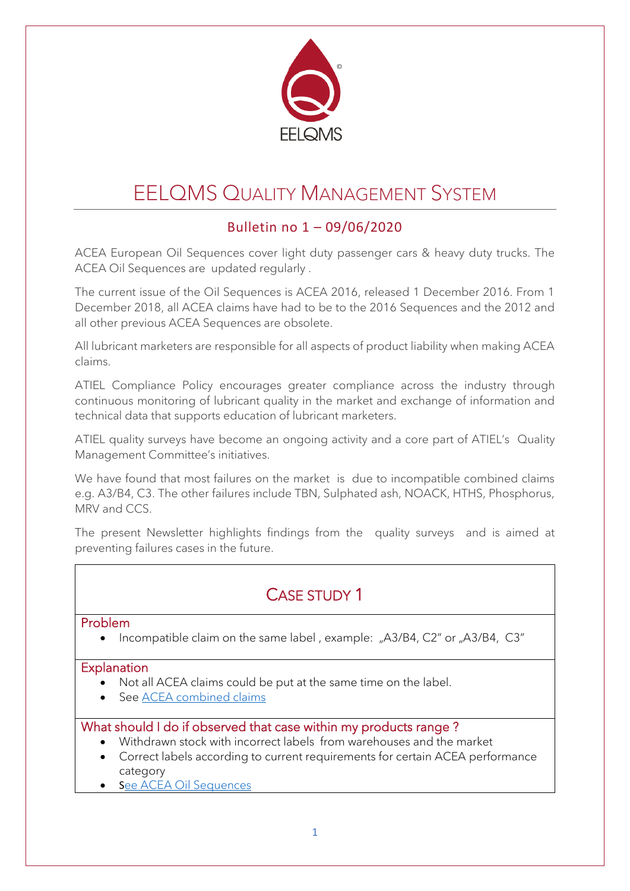EELQMS

# EELQMS Quality Management System

## Bulletin no 1 – 09/06/2020

ACEA European Oil Sequences cover light duty passenger cars & heavy duty trucks. The ACEA Oil Sequences are updated regularly .

The current issue of the Oil Sequences is ACEA 2016, released 1 December 2016. From 1 December 2018, all ACEA claims have had to be to the 2016 Sequences and the 2012 and all other previous ACEA Sequences are obsolete.

All lubricant marketers are responsible for all aspects of product liability when making ACEA claims.

ATIEL Compliance Policy encourages greater compliance across the industry through continuous monitoring of lubricant quality in the market and exchange of information and technical data that supports education of lubricant marketers.

ATIEL quality surveys have become an ongoing activity and a core part of ATIEL's Quality Management Committee's initiatives.

We have found that most failures on the market is due to incompatible combined claims e.g. A3/B4, C3. The other failures include TBN, Sulphated ash, NOACK, HTHS, Phosphorus, MRV and CCS.

The present Newsletter highlights findings from the quality surveys and is aimed at preventing failures cases in the future.

## Case Study 1

### Problem

- Incompatible claim on the same label , example: „A3/B4, C2" or „A3/B4, C3"

### Explanation

- Not all ACEA claims could be put at the same time on the label.
- See ACEA combined claims

### What should I do if observed that case within my products range ?

- Withdrawn stock with incorrect labels from warehouses and the market
- Correct labels according to current requirements for certain ACEA performance category
- See ACEA Oil Sequences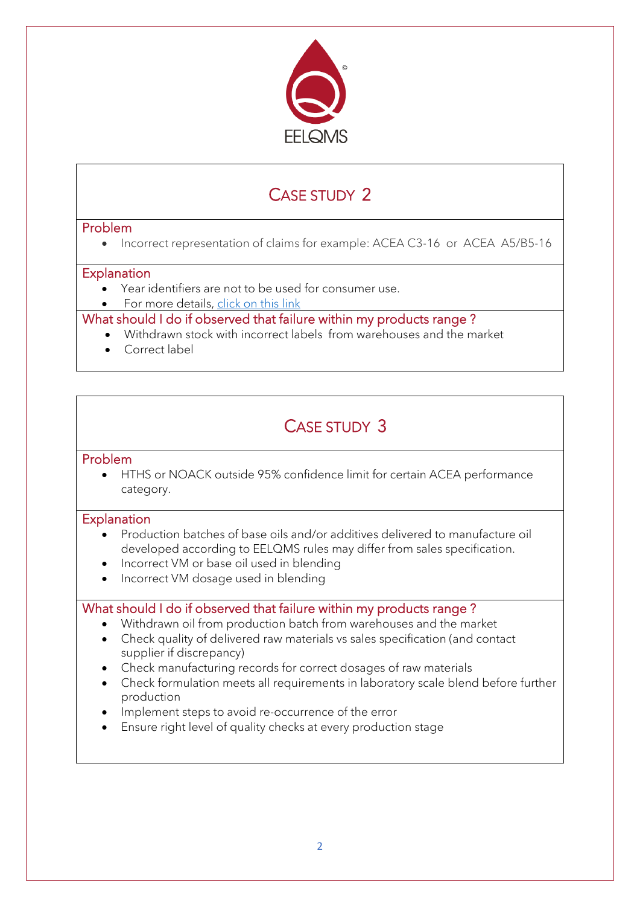EELQMS

## CASE STUDY 2

### Problem

- Incorrect representation of claims for example: ACEA C3-16 or ACEA A5/B5-16

### Explanation

- Year identifiers are not to be used for consumer use.
- For more details, click on this link

### What should I do if observed that failure within my products range ?

- Withdrawn stock with incorrect labels from warehouses and the market
- Correct label

## CASE STUDY 3

### Problem

- HTHS or NOACK outside 95% confidence limit for certain ACEA performance category.

### Explanation

- Production batches of base oils and/or additives delivered to manufacture oil developed according to EELQMS rules may differ from sales specification.
- Incorrect VM or base oil used in blending
- Incorrect VM dosage used in blending

### What should I do if observed that failure within my products range ?

- Withdrawn oil from production batch from warehouses and the market
- Check quality of delivered raw materials vs sales specification (and contact supplier if discrepancy)
- Check manufacturing records for correct dosages of raw materials
- Check formulation meets all requirements in laboratory scale blend before further production
- Implement steps to avoid re-occurrence of the error
- Ensure right level of quality checks at every production stage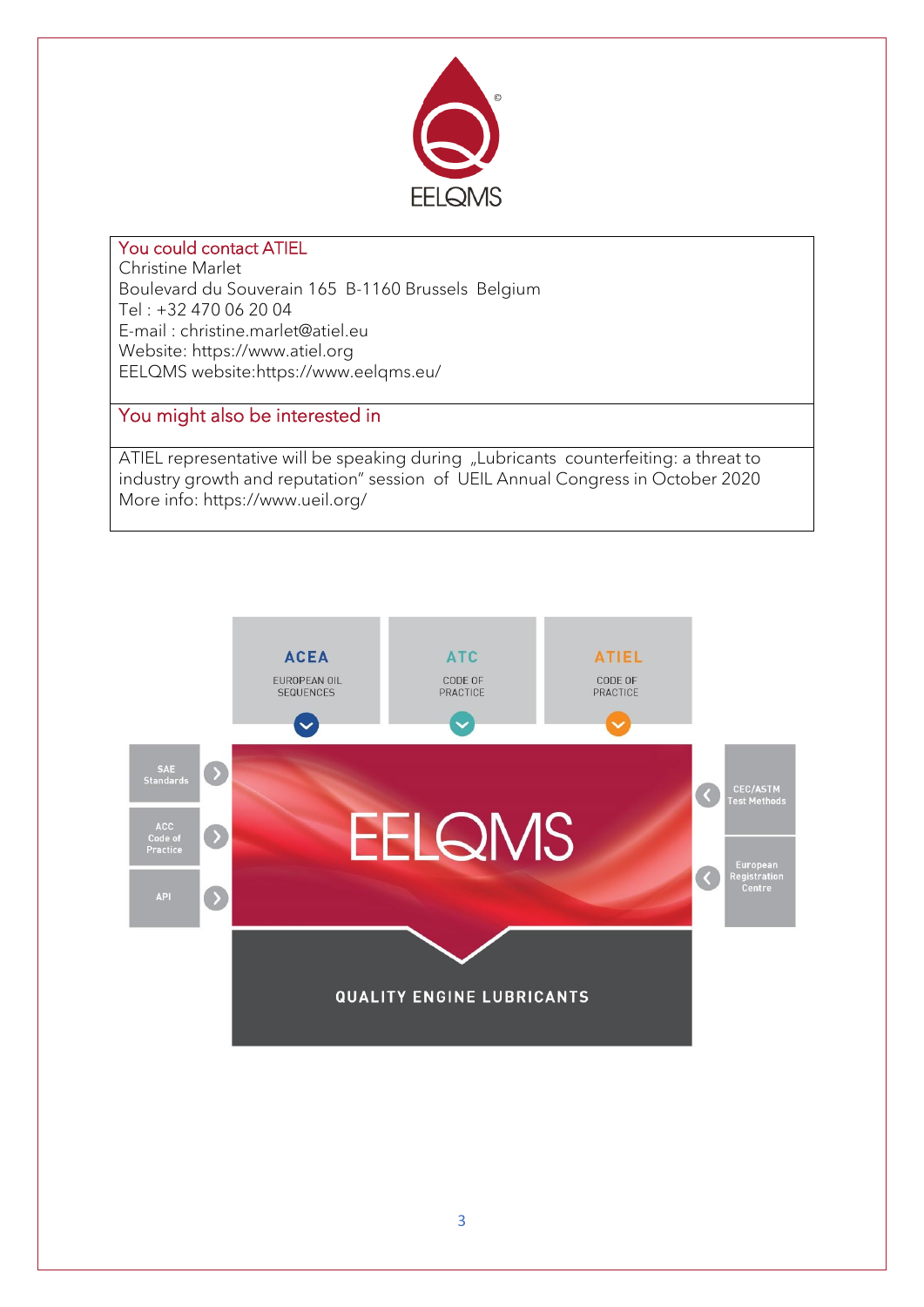EELQMS

## You could contact ATIEL

Christine Marlet
Boulevard du Souverain 165 B-1160 Brussels Belgium
Tel : +32 470 06 20 04
E-mail : christine.marlet@atiel.eu
Website: https://www.atiel.org
EELQMS website:https://www.eelqms.eu/

## You might also be interested in

ATIEL representative will be speaking during „Lubricants counterfeiting: a threat to industry growth and reputation" session of UEIL Annual Congress in October 2020
More info: https://www.ueil.org/

ACEA
EUROPEAN OIL SEQUENCES

ATC
CODE OF PRACTICE

ATIEL
CODE OF PRACTICE

SAE Standards

ACC Code of Practice

API

EELQMS

CEC/ASTM Test Methods

European Registration Centre

QUALITY ENGINE LUBRICANTS